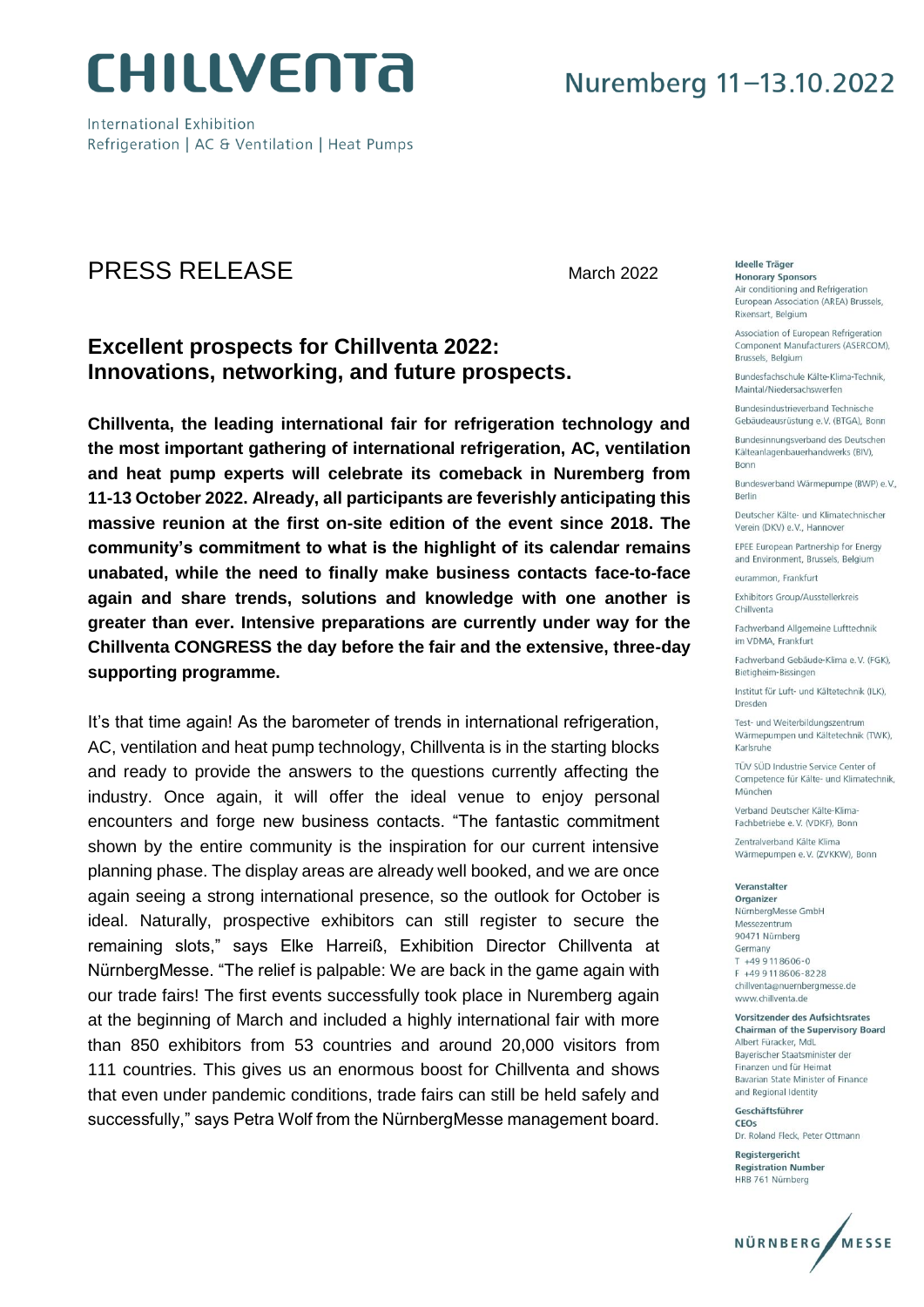# CHILLVENTA

International Exhibition
Refrigeration | AC & Ventilation | Heat Pumps

Nuremberg 11–13.10.2022

## PRESS RELEASE

March 2022

### Excellent prospects for Chillventa 2022: Innovations, networking, and future prospects.

**Chillventa, the leading international fair for refrigeration technology and the most important gathering of international refrigeration, AC, ventilation and heat pump experts will celebrate its comeback in Nuremberg from 11-13 October 2022. Already, all participants are feverishly anticipating this massive reunion at the first on-site edition of the event since 2018. The community's commitment to what is the highlight of its calendar remains unabated, while the need to finally make business contacts face-to-face again and share trends, solutions and knowledge with one another is greater than ever. Intensive preparations are currently under way for the Chillventa CONGRESS the day before the fair and the extensive, three-day supporting programme.**

It's that time again! As the barometer of trends in international refrigeration, AC, ventilation and heat pump technology, Chillventa is in the starting blocks and ready to provide the answers to the questions currently affecting the industry. Once again, it will offer the ideal venue to enjoy personal encounters and forge new business contacts. "The fantastic commitment shown by the entire community is the inspiration for our current intensive planning phase. The display areas are already well booked, and we are once again seeing a strong international presence, so the outlook for October is ideal. Naturally, prospective exhibitors can still register to secure the remaining slots," says Elke Harreiß, Exhibition Director Chillventa at NürnbergMesse. "The relief is palpable: We are back in the game again with our trade fairs! The first events successfully took place in Nuremberg again at the beginning of March and included a highly international fair with more than 850 exhibitors from 53 countries and around 20,000 visitors from 111 countries. This gives us an enormous boost for Chillventa and shows that even under pandemic conditions, trade fairs can still be held safely and successfully," says Petra Wolf from the NürnbergMesse management board.

**Ideelle Träger**
**Honorary Sponsors**

Air conditioning and Refrigeration European Association (AREA) Brussels, Rixensart, Belgium

Association of European Refrigeration Component Manufacturers (ASERCOM), Brussels, Belgium

Bundesfachschule Kälte-Klima-Technik, Maintal/Niedersachswerfen

Bundesindustrieverband Technische Gebäudeausrüstung e.V. (BTGA), Bonn

Bundesinnungsverband des Deutschen Kälteanlagenbauerhandwerks (BIV), Bonn

Bundesverband Wärmepumpe (BWP) e.V., Berlin

Deutscher Kälte- und Klimatechnischer Verein (DKV) e.V., Hannover

EPEE European Partnership for Energy and Environment, Brussels, Belgium

eurammon, Frankfurt

Exhibitors Group/Ausstellerkreis Chillventa

Fachverband Allgemeine Lufttechnik im VDMA, Frankfurt

Fachverband Gebäude-Klima e. V. (FGK), Bietigheim-Bissingen

Institut für Luft- und Kältetechnik (ILK), Dresden

Test- und Weiterbildungszentrum Wärmepumpen und Kältetechnik (TWK), Karlsruhe

TÜV SÜD Industrie Service Center of Competence für Kälte- und Klimatechnik, München

Verband Deutscher Kälte-Klima-Fachbetriebe e. V. (VDKF), Bonn

Zentralverband Kälte Klima Wärmepumpen e. V. (ZVKKW), Bonn

**Veranstalter**
**Organizer**
NürnbergMesse GmbH
Messezentrum
90471 Nürnberg
Germany
T +49 9 118606-0
F +49 9 118606-8228
chillventa@nuernbergmesse.de
www.chillventa.de

**Vorsitzender des Aufsichtsrates**
**Chairman of the Supervisory Board**
Albert Füracker, MdL
Bayerischer Staatsminister der Finanzen und für Heimat
Bavarian State Minister of Finance and Regional Identity

**Geschäftsführer**
**CEOs**
Dr. Roland Fleck, Peter Ottmann

**Registergericht**
**Registration Number**
HRB 761 Nürnberg

NÜRNBERG MESSE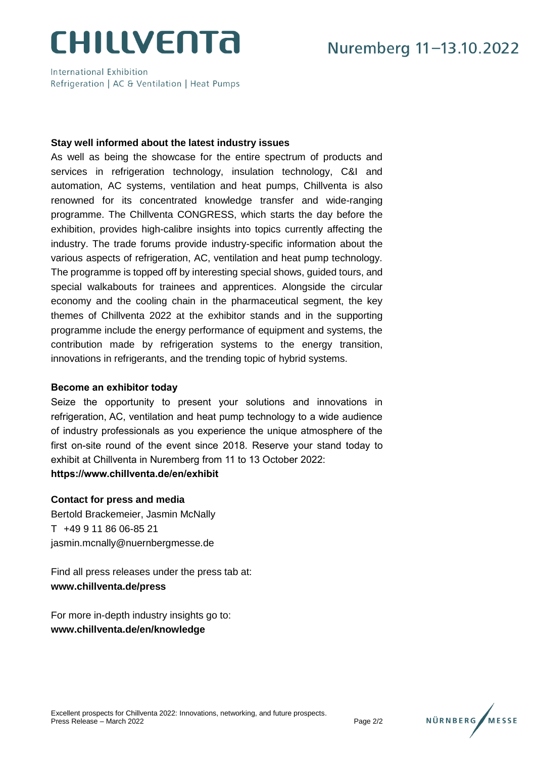### Stay well informed about the latest industry issues

As well as being the showcase for the entire spectrum of products and services in refrigeration technology, insulation technology, C&I and automation, AC systems, ventilation and heat pumps, Chillventa is also renowned for its concentrated knowledge transfer and wide-ranging programme. The Chillventa CONGRESS, which starts the day before the exhibition, provides high-calibre insights into topics currently affecting the industry. The trade forums provide industry-specific information about the various aspects of refrigeration, AC, ventilation and heat pump technology. The programme is topped off by interesting special shows, guided tours, and special walkabouts for trainees and apprentices. Alongside the circular economy and the cooling chain in the pharmaceutical segment, the key themes of Chillventa 2022 at the exhibitor stands and in the supporting programme include the energy performance of equipment and systems, the contribution made by refrigeration systems to the energy transition, innovations in refrigerants, and the trending topic of hybrid systems.

### Become an exhibitor today

Seize the opportunity to present your solutions and innovations in refrigeration, AC, ventilation and heat pump technology to a wide audience of industry professionals as you experience the unique atmosphere of the first on-site round of the event since 2018. Reserve your stand today to exhibit at Chillventa in Nuremberg from 11 to 13 October 2022:
**https://www.chillventa.de/en/exhibit**

### Contact for press and media

Bertold Brackemeier, Jasmin McNally
T +49 9 11 86 06-85 21
jasmin.mcnally@nuernbergmesse.de

Find all press releases under the press tab at:
**www.chillventa.de/press**

For more in-depth industry insights go to:
**www.chillventa.de/en/knowledge**